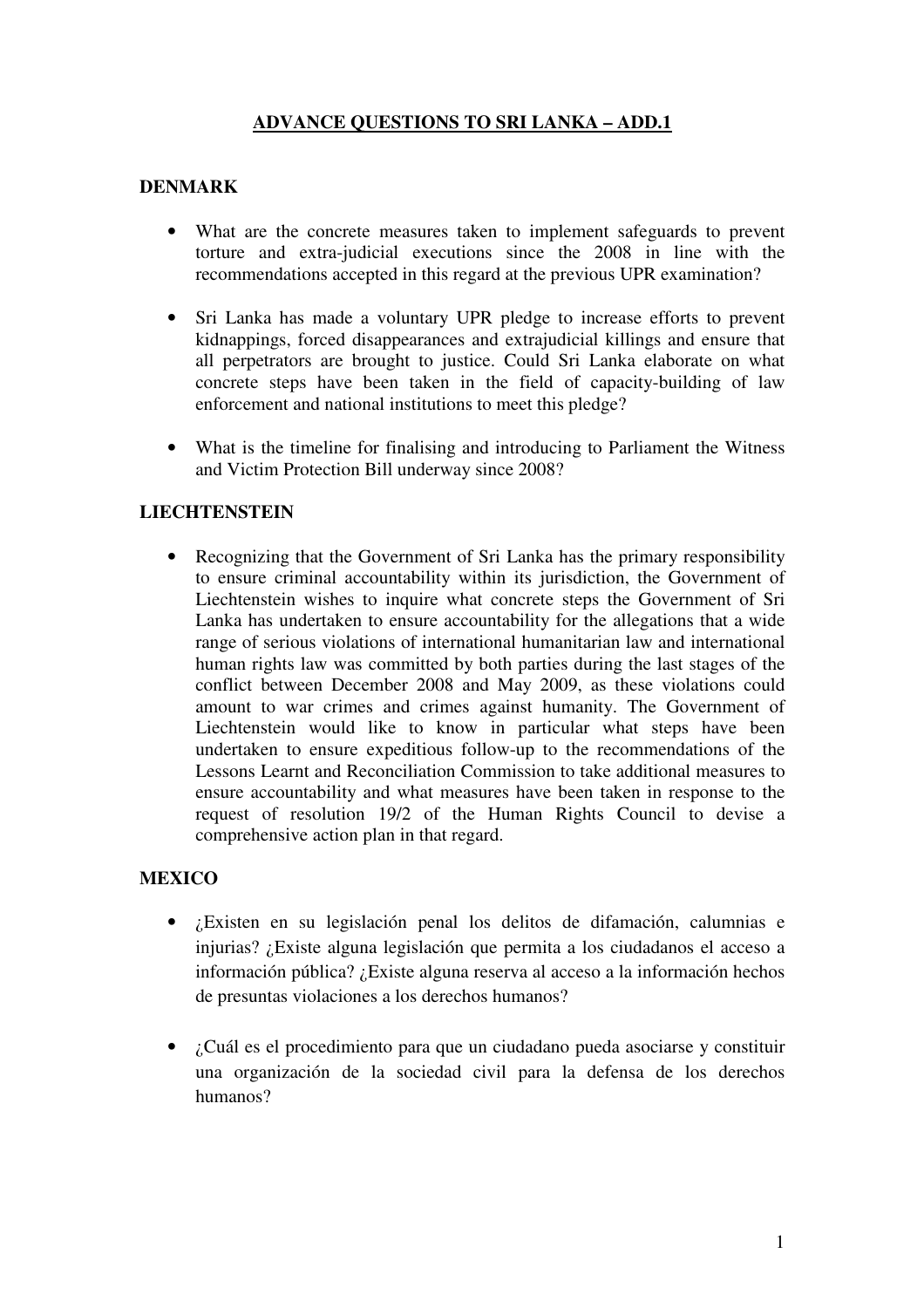# ADVANCE QUESTIONS TO SRI LANKA – ADD.1

## DENMARK

- What are the concrete measures taken to implement safeguards to prevent torture and extra-judicial executions since the 2008 in line with the recommendations accepted in this regard at the previous UPR examination?

- Sri Lanka has made a voluntary UPR pledge to increase efforts to prevent kidnappings, forced disappearances and extrajudicial killings and ensure that all perpetrators are brought to justice. Could Sri Lanka elaborate on what concrete steps have been taken in the field of capacity-building of law enforcement and national institutions to meet this pledge?

- What is the timeline for finalising and introducing to Parliament the Witness and Victim Protection Bill underway since 2008?

## LIECHTENSTEIN

- Recognizing that the Government of Sri Lanka has the primary responsibility to ensure criminal accountability within its jurisdiction, the Government of Liechtenstein wishes to inquire what concrete steps the Government of Sri Lanka has undertaken to ensure accountability for the allegations that a wide range of serious violations of international humanitarian law and international human rights law was committed by both parties during the last stages of the conflict between December 2008 and May 2009, as these violations could amount to war crimes and crimes against humanity. The Government of Liechtenstein would like to know in particular what steps have been undertaken to ensure expeditious follow-up to the recommendations of the Lessons Learnt and Reconciliation Commission to take additional measures to ensure accountability and what measures have been taken in response to the request of resolution 19/2 of the Human Rights Council to devise a comprehensive action plan in that regard.

## MEXICO

- ¿Existen en su legislación penal los delitos de difamación, calumnias e injurias? ¿Existe alguna legislación que permita a los ciudadanos el acceso a información pública? ¿Existe alguna reserva al acceso a la información hechos de presuntas violaciones a los derechos humanos?

- ¿Cuál es el procedimiento para que un ciudadano pueda asociarse y constituir una organización de la sociedad civil para la defensa de los derechos humanos?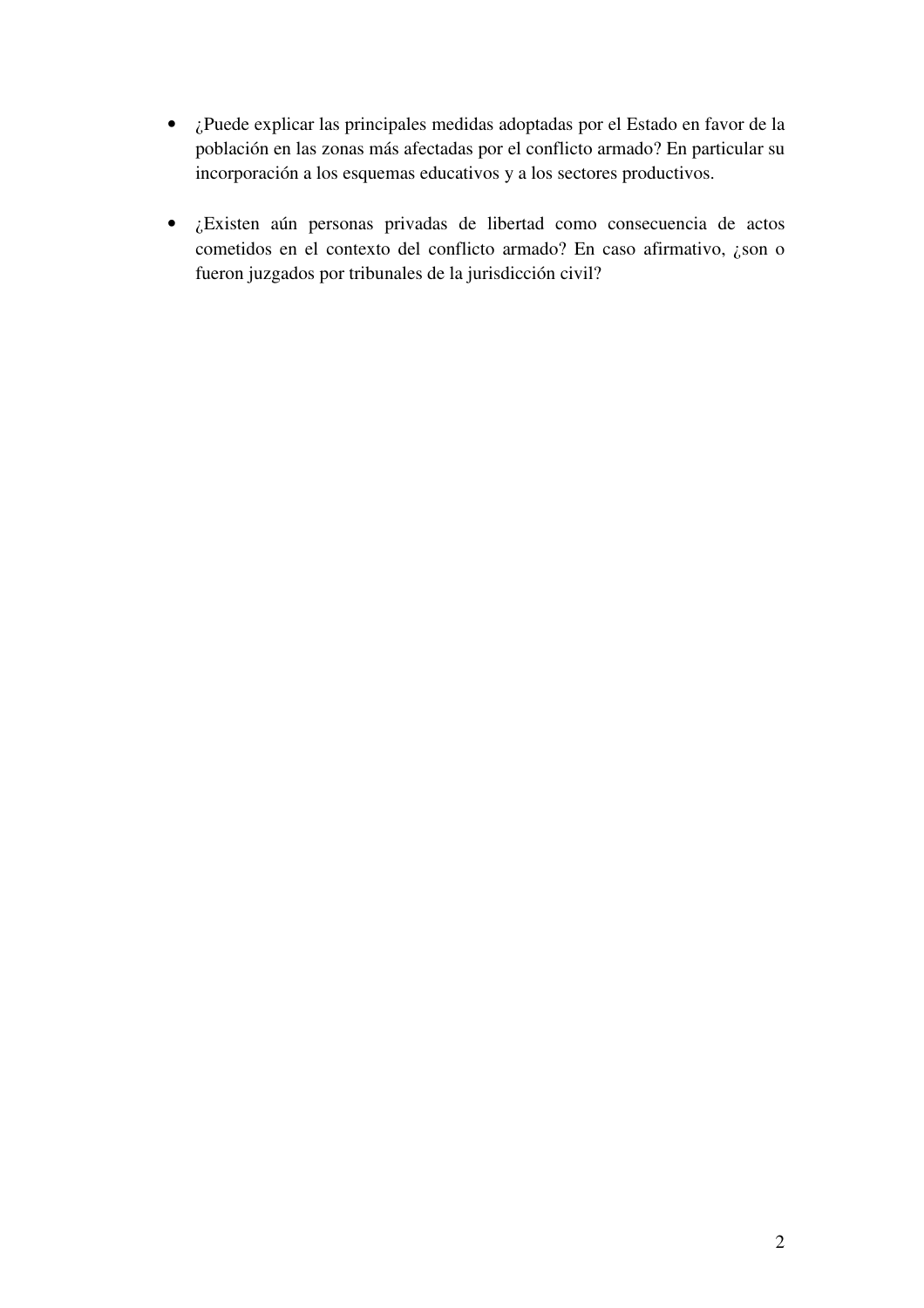- ¿Puede explicar las principales medidas adoptadas por el Estado en favor de la población en las zonas más afectadas por el conflicto armado? En particular su incorporación a los esquemas educativos y a los sectores productivos.

- ¿Existen aún personas privadas de libertad como consecuencia de actos cometidos en el contexto del conflicto armado? En caso afirmativo, ¿son o fueron juzgados por tribunales de la jurisdicción civil?